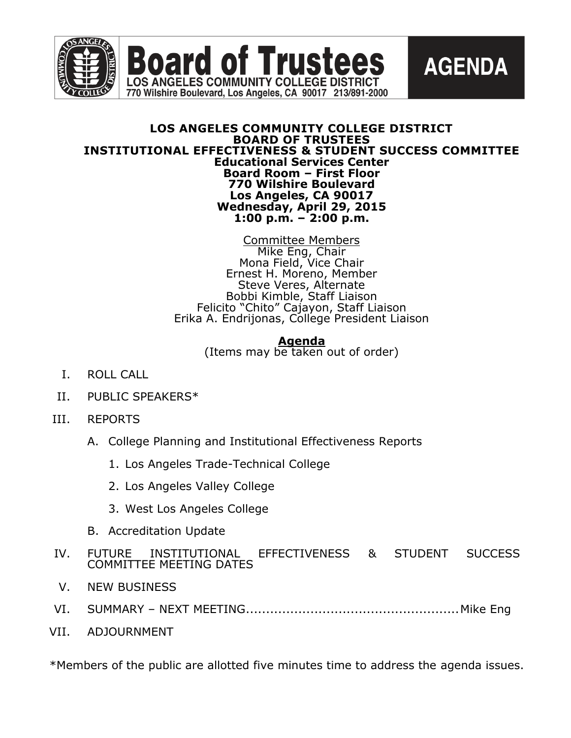# Board of Trustees

**LOS ANGELES COMMUNITY COLLEGE DISTRICT**
**770 Wilshire Boulevard, Los Angeles, CA 90017 213/891-2000**

**AGENDA**

**LOS ANGELES COMMUNITY COLLEGE DISTRICT**
**BOARD OF TRUSTEES**
**INSTITUTIONAL EFFECTIVENESS & STUDENT SUCCESS COMMITTEE**
**Educational Services Center**
**Board Room – First Floor**
**770 Wilshire Boulevard**
**Los Angeles, CA 90017**
**Wednesday, April 29, 2015**
**1:00 p.m. – 2:00 p.m.**

Committee Members
Mike Eng, Chair
Mona Field, Vice Chair
Ernest H. Moreno, Member
Steve Veres, Alternate
Bobbi Kimble, Staff Liaison
Felicito "Chito" Cajayon, Staff Liaison
Erika A. Endrijonas, College President Liaison

**Agenda**
(Items may be taken out of order)

I. ROLL CALL

II. PUBLIC SPEAKERS*

III. REPORTS

   A. College Planning and Institutional Effectiveness Reports

      1. Los Angeles Trade-Technical College

      2. Los Angeles Valley College

      3. West Los Angeles College

   B. Accreditation Update

IV. FUTURE INSTITUTIONAL EFFECTIVENESS & STUDENT SUCCESS COMMITTEE MEETING DATES

V. NEW BUSINESS

VI. SUMMARY – NEXT MEETING.................................................... Mike Eng

VII. ADJOURNMENT

*Members of the public are allotted five minutes time to address the agenda issues.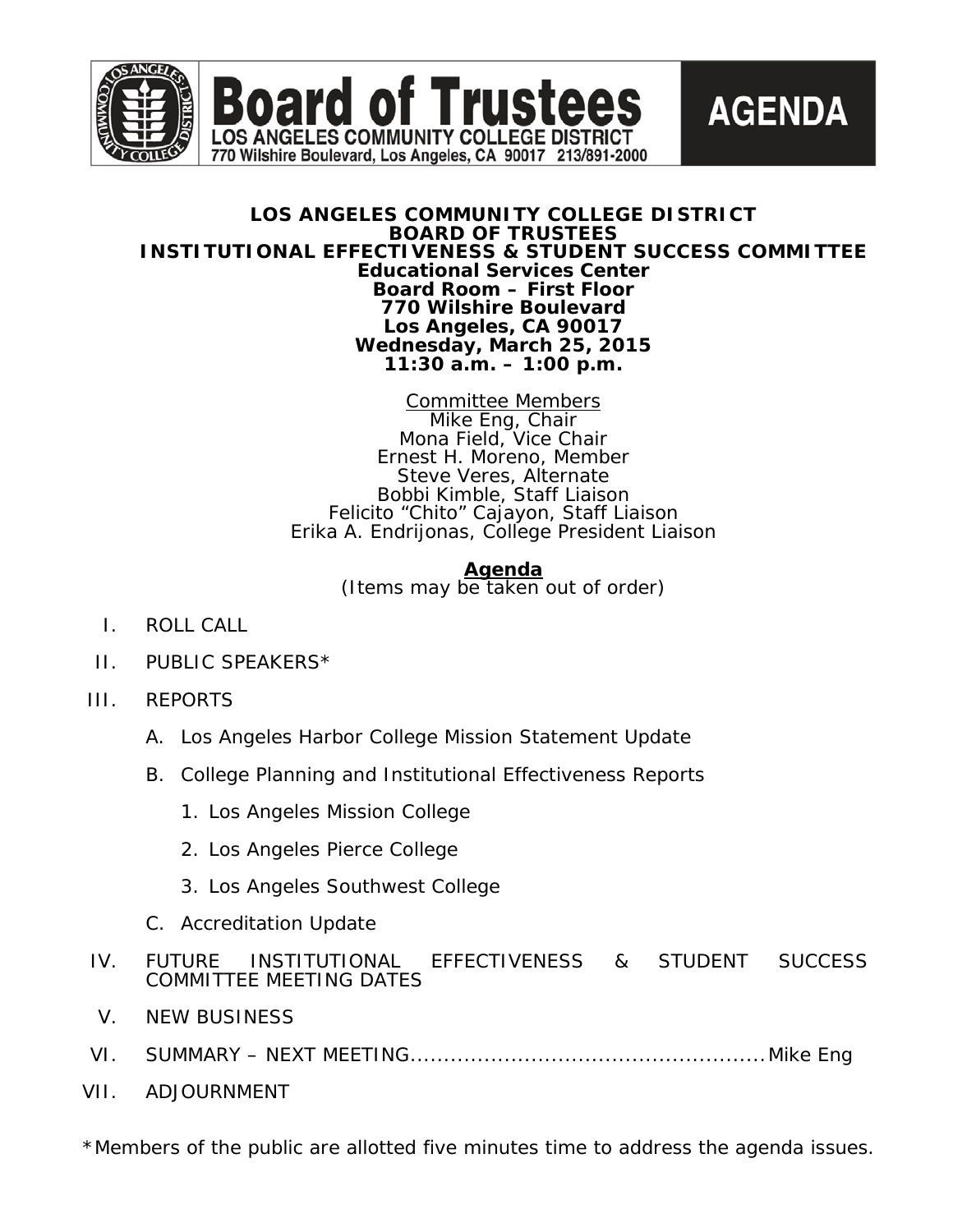# Board of Trustees

**LOS ANGELES COMMUNITY COLLEGE DISTRICT**
770 Wilshire Boulevard, Los Angeles, CA 90017 213/891-2000

**AGENDA**

**LOS ANGELES COMMUNITY COLLEGE DISTRICT**
**BOARD OF TRUSTEES**
**INSTITUTIONAL EFFECTIVENESS & STUDENT SUCCESS COMMITTEE**
**Educational Services Center**
**Board Room – First Floor**
**770 Wilshire Boulevard**
**Los Angeles, CA 90017**
**Wednesday, March 25, 2015**
**11:30 a.m. – 1:00 p.m.**

Committee Members
Mike Eng, Chair
Mona Field, Vice Chair
Ernest H. Moreno, Member
Steve Veres, Alternate
Bobbi Kimble, Staff Liaison
Felicito "Chito" Cajayon, Staff Liaison
Erika A. Endrijonas, College President Liaison

## Agenda

(Items may be taken out of order)

I. ROLL CALL

II. PUBLIC SPEAKERS*

III. REPORTS

   A. Los Angeles Harbor College Mission Statement Update

   B. College Planning and Institutional Effectiveness Reports

      1. Los Angeles Mission College

      2. Los Angeles Pierce College

      3. Los Angeles Southwest College

   C. Accreditation Update

IV. FUTURE INSTITUTIONAL EFFECTIVENESS & STUDENT SUCCESS COMMITTEE MEETING DATES

V. NEW BUSINESS

VI. SUMMARY – NEXT MEETING.................................................... Mike Eng

VII. ADJOURNMENT

*Members of the public are allotted five minutes time to address the agenda issues.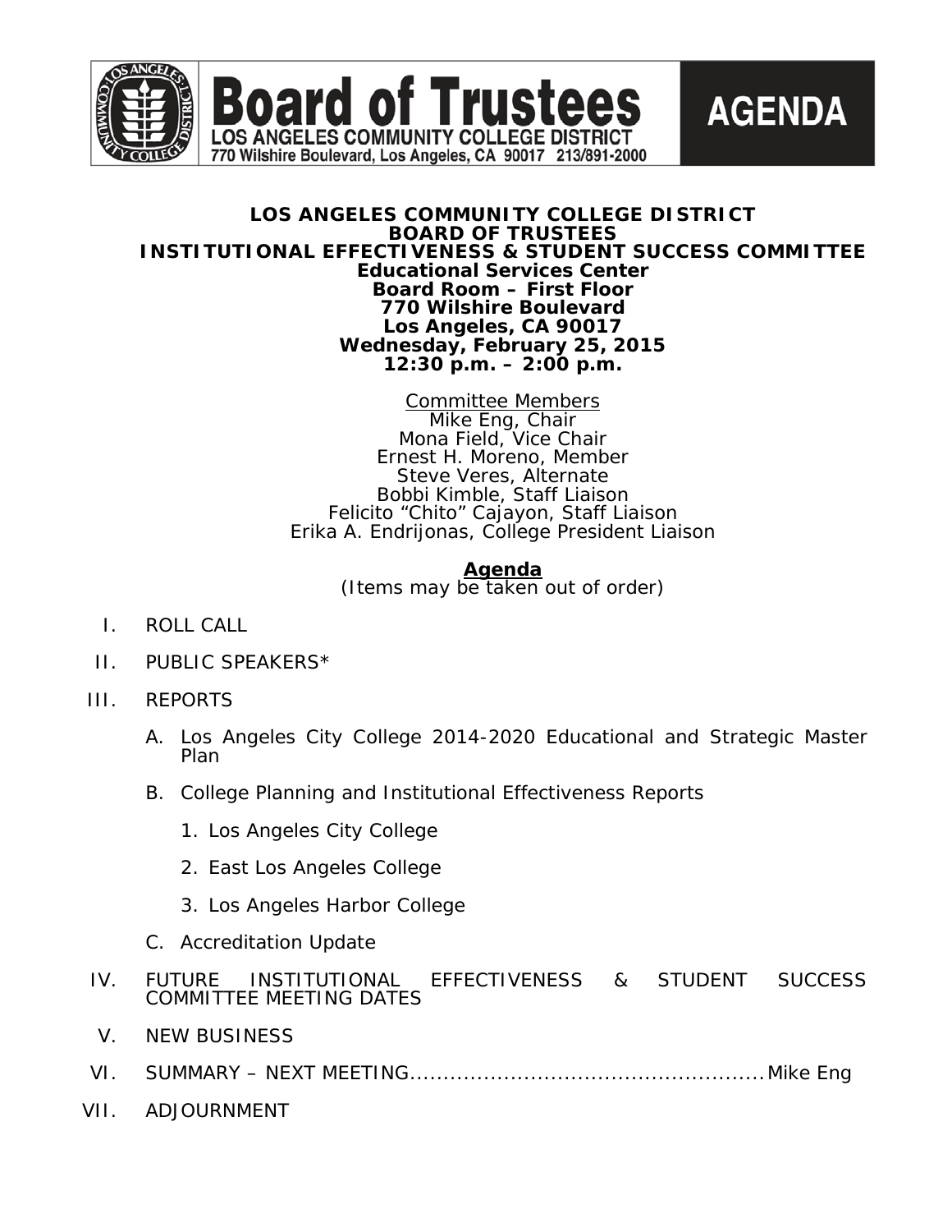# Board of Trustees

LOS ANGELES COMMUNITY COLLEGE DISTRICT
770 Wilshire Boulevard, Los Angeles, CA 90017 213/891-2000

**AGENDA**

**LOS ANGELES COMMUNITY COLLEGE DISTRICT**
**BOARD OF TRUSTEES**
**INSTITUTIONAL EFFECTIVENESS & STUDENT SUCCESS COMMITTEE**
**Educational Services Center**
**Board Room – First Floor**
**770 Wilshire Boulevard**
**Los Angeles, CA 90017**
**Wednesday, February 25, 2015**
**12:30 p.m. – 2:00 p.m.**

Committee Members
Mike Eng, Chair
Mona Field, Vice Chair
Ernest H. Moreno, Member
Steve Veres, Alternate
Bobbi Kimble, Staff Liaison
Felicito "Chito" Cajayon, Staff Liaison
Erika A. Endrijonas, College President Liaison

## Agenda

(Items may be taken out of order)

I. ROLL CALL

II. PUBLIC SPEAKERS*

III. REPORTS

   A. Los Angeles City College 2014-2020 Educational and Strategic Master Plan

   B. College Planning and Institutional Effectiveness Reports

      1. Los Angeles City College

      2. East Los Angeles College

      3. Los Angeles Harbor College

   C. Accreditation Update

IV. FUTURE INSTITUTIONAL EFFECTIVENESS & STUDENT SUCCESS COMMITTEE MEETING DATES

V. NEW BUSINESS

VI. SUMMARY – NEXT MEETING....................................................Mike Eng

VII. ADJOURNMENT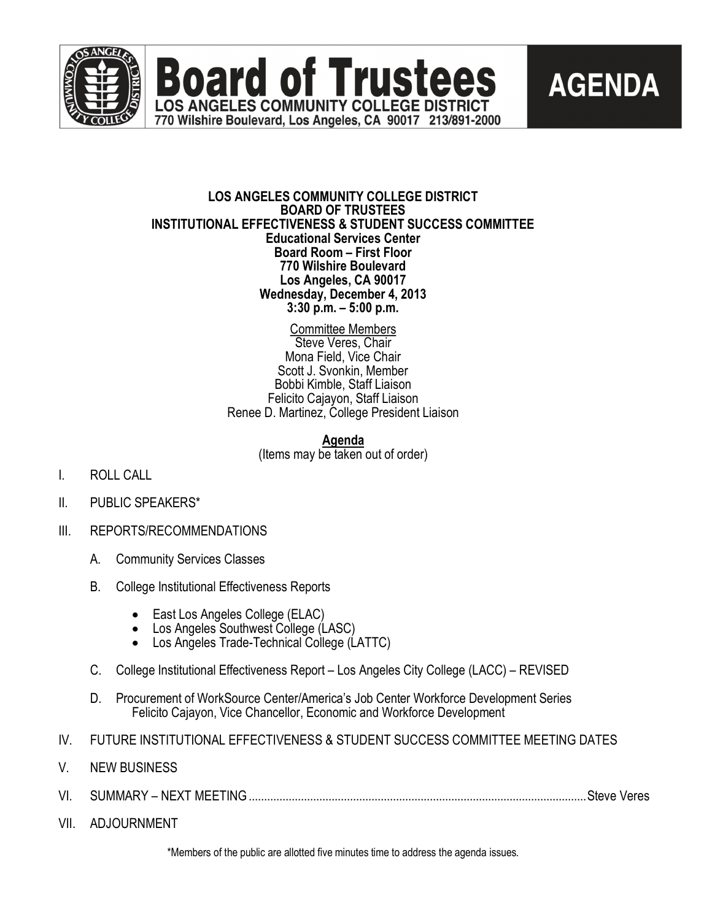# Board of Trustees

**LOS ANGELES COMMUNITY COLLEGE DISTRICT**
770 Wilshire Boulevard, Los Angeles, CA 90017 213/891-2000

**AGENDA**

**LOS ANGELES COMMUNITY COLLEGE DISTRICT**
**BOARD OF TRUSTEES**
**INSTITUTIONAL EFFECTIVENESS & STUDENT SUCCESS COMMITTEE**
**Educational Services Center**
**Board Room – First Floor**
**770 Wilshire Boulevard**
**Los Angeles, CA 90017**
**Wednesday, December 4, 2013**
**3:30 p.m. – 5:00 p.m.**

Committee Members
Steve Veres, Chair
Mona Field, Vice Chair
Scott J. Svonkin, Member
Bobbi Kimble, Staff Liaison
Felicito Cajayon, Staff Liaison
Renee D. Martinez, College President Liaison

**Agenda**
(Items may be taken out of order)

I. ROLL CALL

II. PUBLIC SPEAKERS*

III. REPORTS/RECOMMENDATIONS

 A. Community Services Classes

 B. College Institutional Effectiveness Reports

  - East Los Angeles College (ELAC)
  - Los Angeles Southwest College (LASC)
  - Los Angeles Trade-Technical College (LATTC)

 C. College Institutional Effectiveness Report – Los Angeles City College (LACC) – REVISED

 D. Procurement of WorkSource Center/America's Job Center Workforce Development Series
  Felicito Cajayon, Vice Chancellor, Economic and Workforce Development

IV. FUTURE INSTITUTIONAL EFFECTIVENESS & STUDENT SUCCESS COMMITTEE MEETING DATES

V. NEW BUSINESS

VI. SUMMARY – NEXT MEETING .......... Steve Veres

VII. ADJOURNMENT

*Members of the public are allotted five minutes time to address the agenda issues.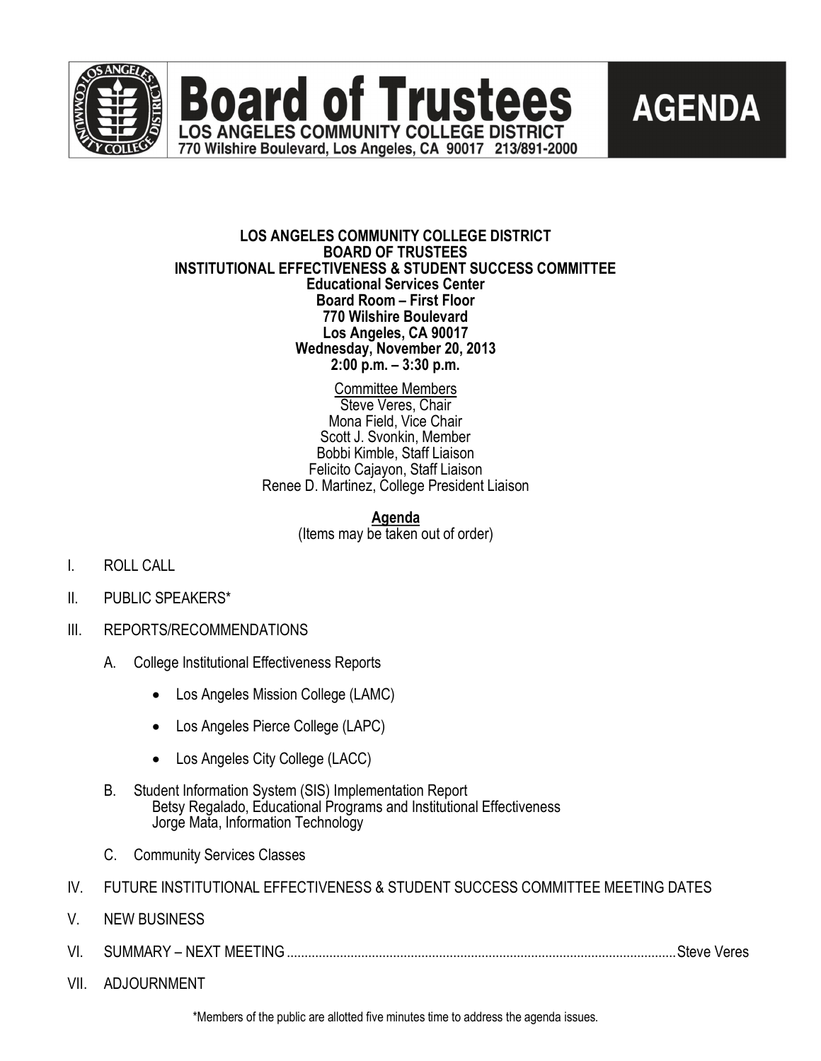# Board of Trustees

**LOS ANGELES COMMUNITY COLLEGE DISTRICT**
770 Wilshire Boulevard, Los Angeles, CA 90017 213/891-2000

**AGENDA**

**LOS ANGELES COMMUNITY COLLEGE DISTRICT**
**BOARD OF TRUSTEES**
**INSTITUTIONAL EFFECTIVENESS & STUDENT SUCCESS COMMITTEE**
**Educational Services Center**
**Board Room – First Floor**
**770 Wilshire Boulevard**
**Los Angeles, CA 90017**
**Wednesday, November 20, 2013**
**2:00 p.m. – 3:30 p.m.**

Committee Members
Steve Veres, Chair
Mona Field, Vice Chair
Scott J. Svonkin, Member
Bobbi Kimble, Staff Liaison
Felicito Cajayon, Staff Liaison
Renee D. Martinez, College President Liaison

**Agenda**
(Items may be taken out of order)

I. ROLL CALL

II. PUBLIC SPEAKERS*

III. REPORTS/RECOMMENDATIONS

A. College Institutional Effectiveness Reports

- Los Angeles Mission College (LAMC)
- Los Angeles Pierce College (LAPC)
- Los Angeles City College (LACC)

B. Student Information System (SIS) Implementation Report
Betsy Regalado, Educational Programs and Institutional Effectiveness
Jorge Mata, Information Technology

C. Community Services Classes

IV. FUTURE INSTITUTIONAL EFFECTIVENESS & STUDENT SUCCESS COMMITTEE MEETING DATES

V. NEW BUSINESS

VI. SUMMARY – NEXT MEETING .......... Steve Veres

VII. ADJOURNMENT

*Members of the public are allotted five minutes time to address the agenda issues.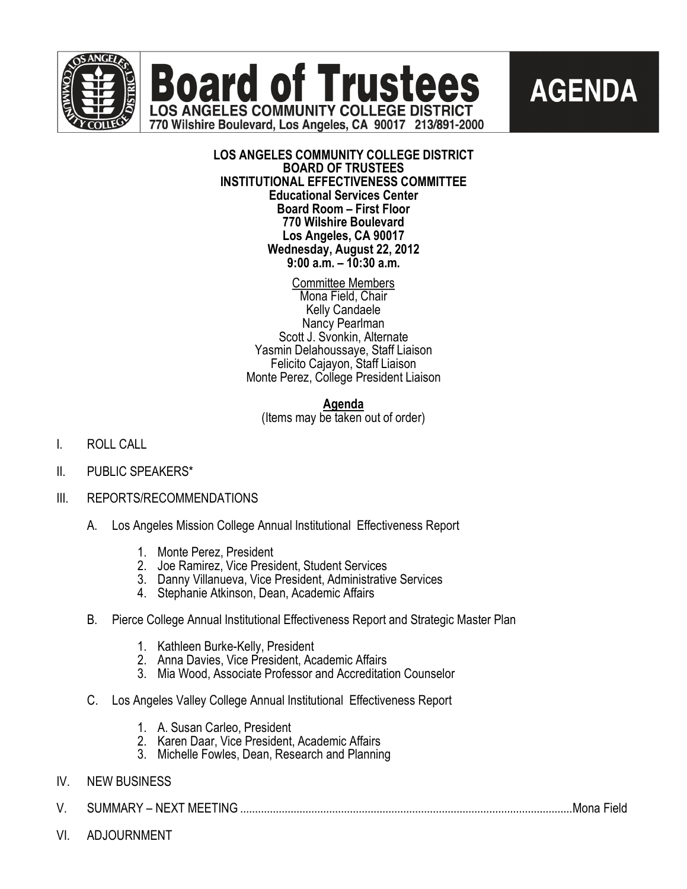# Board of Trustees

**LOS ANGELES COMMUNITY COLLEGE DISTRICT**
**770 Wilshire Boulevard, Los Angeles, CA 90017 213/891-2000**

# AGENDA

**LOS ANGELES COMMUNITY COLLEGE DISTRICT**
**BOARD OF TRUSTEES**
**INSTITUTIONAL EFFECTIVENESS COMMITTEE**
**Educational Services Center**
**Board Room – First Floor**
**770 Wilshire Boulevard**
**Los Angeles, CA 90017**
**Wednesday, August 22, 2012**
**9:00 a.m. – 10:30 a.m.**

Committee Members
Mona Field, Chair
Kelly Candaele
Nancy Pearlman
Scott J. Svonkin, Alternate
Yasmin Delahoussaye, Staff Liaison
Felicito Cajayon, Staff Liaison
Monte Perez, College President Liaison

**Agenda**
(Items may be taken out of order)

I. ROLL CALL

II. PUBLIC SPEAKERS*

III. REPORTS/RECOMMENDATIONS

   A. Los Angeles Mission College Annual Institutional Effectiveness Report

      1. Monte Perez, President
      2. Joe Ramirez, Vice President, Student Services
      3. Danny Villanueva, Vice President, Administrative Services
      4. Stephanie Atkinson, Dean, Academic Affairs

   B. Pierce College Annual Institutional Effectiveness Report and Strategic Master Plan

      1. Kathleen Burke-Kelly, President
      2. Anna Davies, Vice President, Academic Affairs
      3. Mia Wood, Associate Professor and Accreditation Counselor

   C. Los Angeles Valley College Annual Institutional Effectiveness Report

      1. A. Susan Carleo, President
      2. Karen Daar, Vice President, Academic Affairs
      3. Michelle Fowles, Dean, Research and Planning

IV. NEW BUSINESS

V. SUMMARY – NEXT MEETING ............................................................ Mona Field

VI. ADJOURNMENT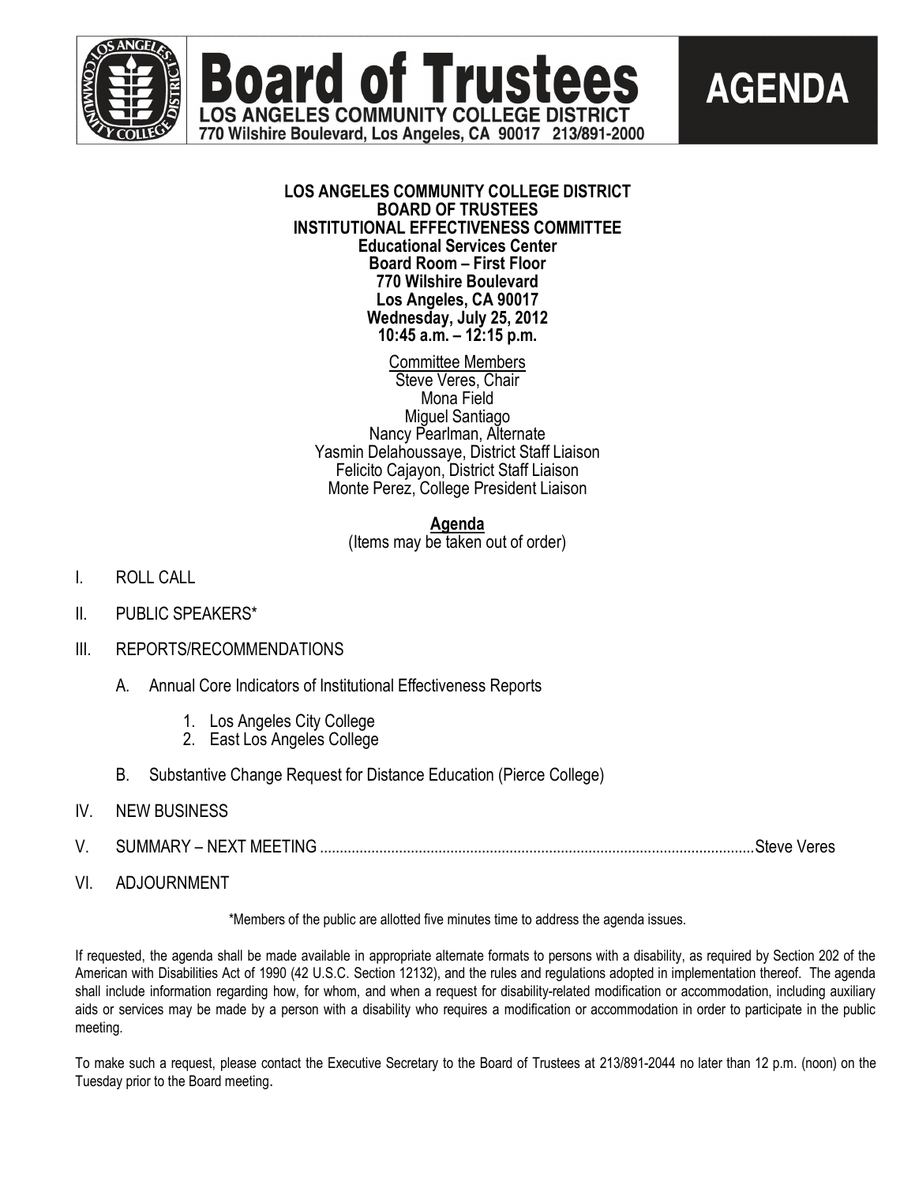# Board of Trustees

**LOS ANGELES COMMUNITY COLLEGE DISTRICT**
**770 Wilshire Boulevard, Los Angeles, CA 90017 213/891-2000**

**AGENDA**

**LOS ANGELES COMMUNITY COLLEGE DISTRICT**
**BOARD OF TRUSTEES**
**INSTITUTIONAL EFFECTIVENESS COMMITTEE**
**Educational Services Center**
**Board Room – First Floor**
**770 Wilshire Boulevard**
**Los Angeles, CA 90017**
**Wednesday, July 25, 2012**
**10:45 a.m. – 12:15 p.m.**

Committee Members
Steve Veres, Chair
Mona Field
Miguel Santiago
Nancy Pearlman, Alternate
Yasmin Delahoussaye, District Staff Liaison
Felicito Cajayon, District Staff Liaison
Monte Perez, College President Liaison

**Agenda**
(Items may be taken out of order)

I. ROLL CALL

II. PUBLIC SPEAKERS*

III. REPORTS/RECOMMENDATIONS

   A. Annual Core Indicators of Institutional Effectiveness Reports

      1. Los Angeles City College
      2. East Los Angeles College

   B. Substantive Change Request for Distance Education (Pierce College)

IV. NEW BUSINESS

V. SUMMARY – NEXT MEETING ............................................................ Steve Veres

VI. ADJOURNMENT

*Members of the public are allotted five minutes time to address the agenda issues.

If requested, the agenda shall be made available in appropriate alternate formats to persons with a disability, as required by Section 202 of the American with Disabilities Act of 1990 (42 U.S.C. Section 12132), and the rules and regulations adopted in implementation thereof. The agenda shall include information regarding how, for whom, and when a request for disability-related modification or accommodation, including auxiliary aids or services may be made by a person with a disability who requires a modification or accommodation in order to participate in the public meeting.

To make such a request, please contact the Executive Secretary to the Board of Trustees at 213/891-2044 no later than 12 p.m. (noon) on the Tuesday prior to the Board meeting.